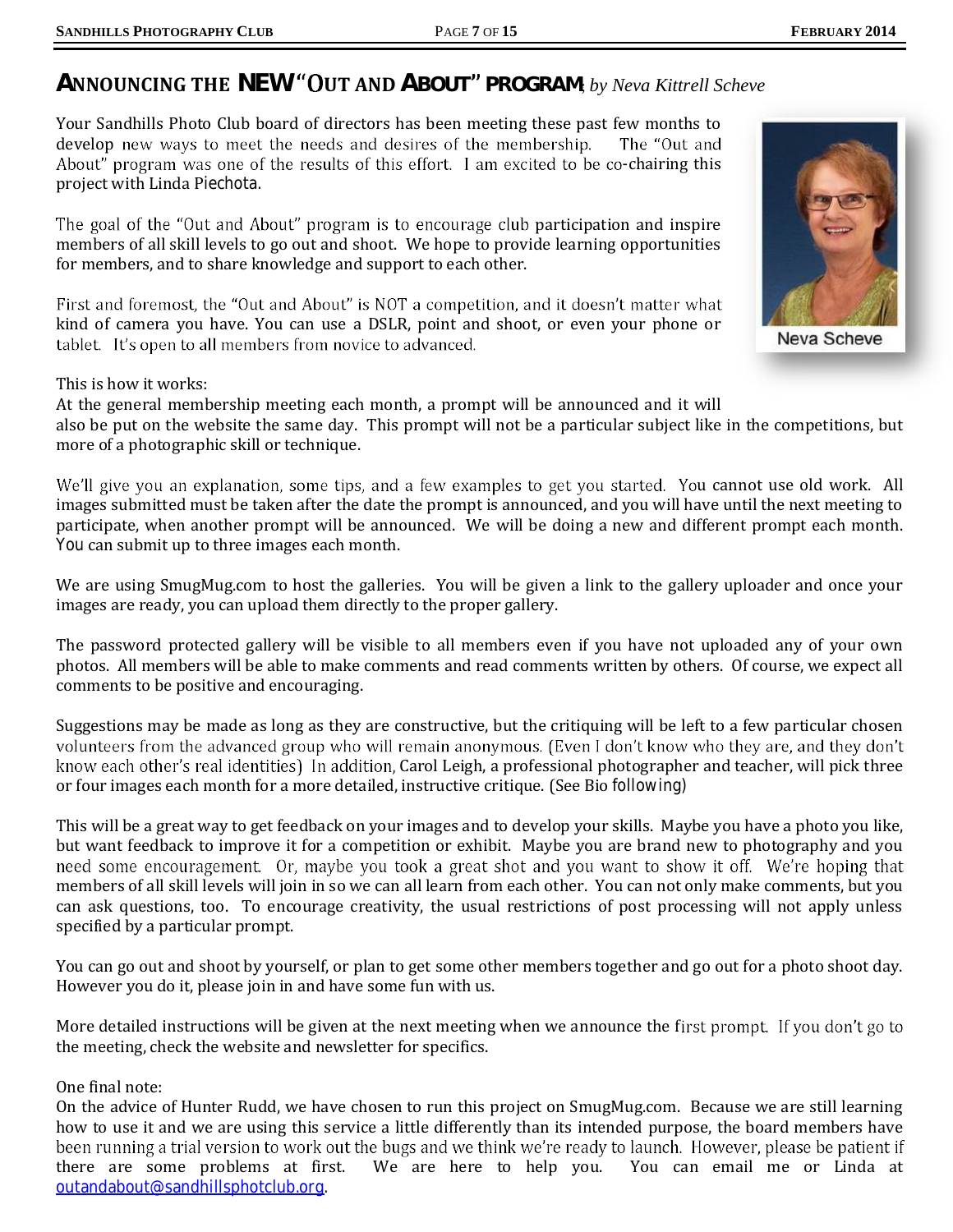# ANNOUNCING THE NEW "OUT AND ABOUT" PROGRAM, *by Neva Kittrell Scheve*

Your Sandhills Photo Club board of directors has been meeting these past few months to develop new ways to meet the needs and desires of the membership. The "Out and About" program was one of the results of this effort. I am excited to be co-chairing this project with Linda Piechota.

The goal of the "Out and About" program is to encourage club participation and inspire members of all skill levels to go out and shoot. We hope to provide learning opportunities for members, and to share knowledge and support to each other.

First and foremost, the "Out and About" is NOT a competition, and it doesn't matter what kind of camera you have. You can use a DSLR, point and shoot, or even your phone or tablet. It's open to all members from novice to advanced.

Neva Scheve

This is how it works:
At the general membership meeting each month, a prompt will be announced and it will also be put on the website the same day. This prompt will not be a particular subject like in the competitions, but more of a photographic skill or technique.

We'll give you an explanation, some tips, and a few examples to get you started. You cannot use old work. All images submitted must be taken after the date the prompt is announced, and you will have until the next meeting to participate, when another prompt will be announced. We will be doing a new and different prompt each month. You can submit up to three images each month.

We are using SmugMug.com to host the galleries. You will be given a link to the gallery uploader and once your images are ready, you can upload them directly to the proper gallery.

The password protected gallery will be visible to all members even if you have not uploaded any of your own photos. All members will be able to make comments and read comments written by others. Of course, we expect all comments to be positive and encouraging.

Suggestions may be made as long as they are constructive, but the critiquing will be left to a few particular chosen volunteers from the advanced group who will remain anonymous. (Even I don't know who they are, and they don't know each other's real identities) In addition, Carol Leigh, a professional photographer and teacher, will pick three or four images each month for a more detailed, instructive critique. (See Bio following)

This will be a great way to get feedback on your images and to develop your skills. Maybe you have a photo you like, but want feedback to improve it for a competition or exhibit. Maybe you are brand new to photography and you need some encouragement. Or, maybe you took a great shot and you want to show it off. We're hoping that members of all skill levels will join in so we can all learn from each other. You can not only make comments, but you can ask questions, too. To encourage creativity, the usual restrictions of post processing will not apply unless specified by a particular prompt.

You can go out and shoot by yourself, or plan to get some other members together and go out for a photo shoot day. However you do it, please join in and have some fun with us.

More detailed instructions will be given at the next meeting when we announce the first prompt. If you don't go to the meeting, check the website and newsletter for specifics.

One final note:
On the advice of Hunter Rudd, we have chosen to run this project on SmugMug.com. Because we are still learning how to use it and we are using this service a little differently than its intended purpose, the board members have been running a trial version to work out the bugs and we think we're ready to launch. However, please be patient if there are some problems at first. We are here to help you. You can email me or Linda at outandabout@sandhillsphotclub.org.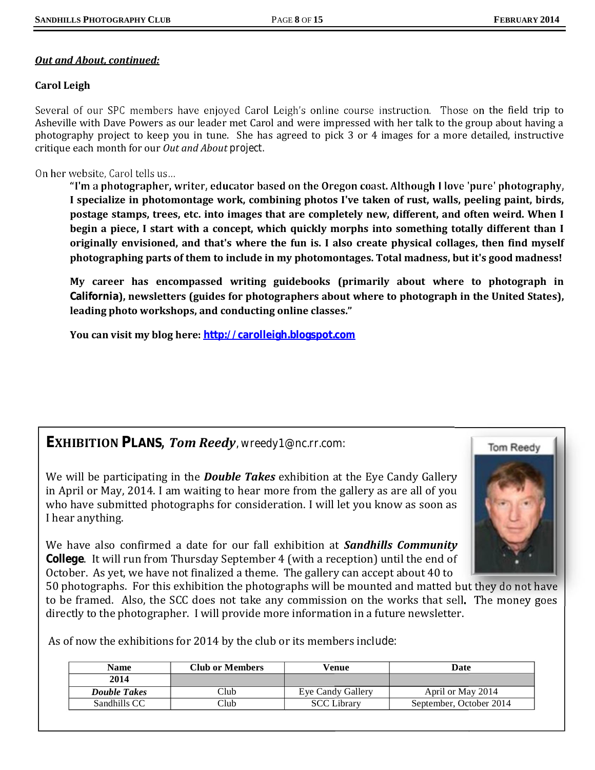***Out and About, continued:***

**Carol Leigh**

Several of our SPC members have enjoyed Carol Leigh's online course instruction. Those on the field trip to Asheville with Dave Powers as our leader met Carol and were impressed with her talk to the group about having a photography project to keep you in tune. She has agreed to pick 3 or 4 images for a more detailed, instructive critique each month for our *Out and About* project.

On her website, Carol tells us...

> **"I'm a photographer, writer, educator based on the Oregon coast. Although I love 'pure' photography, I specialize in photomontage work, combining photos I've taken of rust, walls, peeling paint, birds, postage stamps, trees, etc. into images that are completely new, different, and often weird. When I begin a piece, I start with a concept, which quickly morphs into something totally different than I originally envisioned, and that's where the fun is. I also create physical collages, then find myself photographing parts of them to include in my photomontages. Total madness, but it's good madness!**
>
> **My career has encompassed writing guidebooks (primarily about where to photograph in California), newsletters (guides for photographers about where to photograph in the United States), leading photo workshops, and conducting online classes."**
>
> **You can visit my blog here: http://carolleigh.blogspot.com**

## EXHIBITION PLANS, *Tom Reedy*, wreedy1@nc.rr.com:

Tom Reedy

We will be participating in the ***Double Takes*** exhibition at the Eye Candy Gallery in April or May, 2014. I am waiting to hear more from the gallery as are all of you who have submitted photographs for consideration. I will let you know as soon as I hear anything.

We have also confirmed a date for our fall exhibition at ***Sandhills Community College***. It will run from Thursday September 4 (with a reception) until the end of October. As yet, we have not finalized a theme. The gallery can accept about 40 to 50 photographs. For this exhibition the photographs will be mounted and matted but they do not have to be framed. Also, the SCC does not take any commission on the works that sell. The money goes directly to the photographer. I will provide more information in a future newsletter.

As of now the exhibitions for 2014 by the club or its members include:

| Name | Club or Members | Venue | Date |
|---|---|---|---|
| **2014** | | | |
| ***Double Takes*** | Club | Eye Candy Gallery | April or May 2014 |
| Sandhills CC | Club | SCC Library | September, October 2014 |